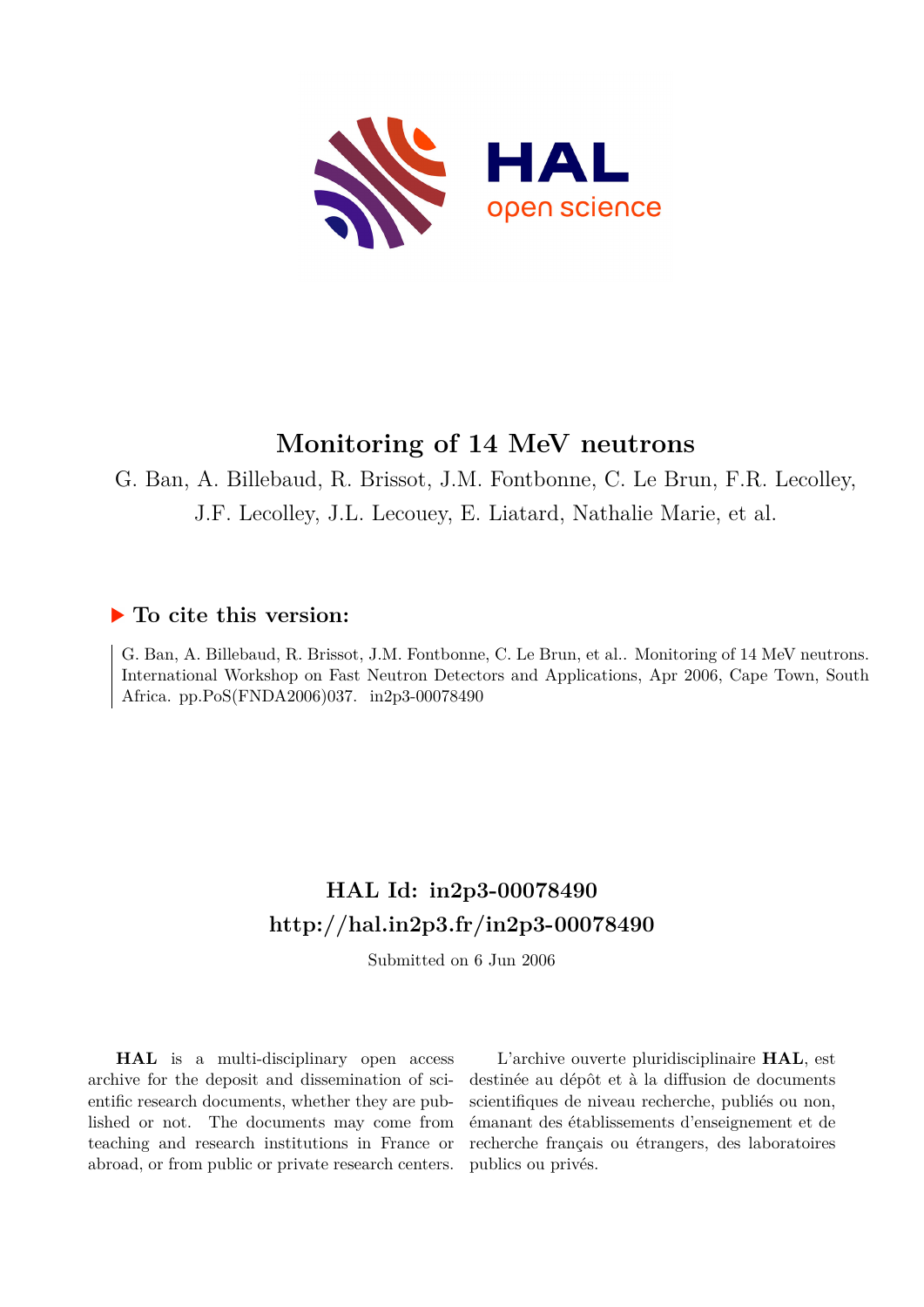# Monitoring of 14 MeV neutrons

G. Ban, A. Billebaud, R. Brissot, J.M. Fontbonne, C. Le Brun, F.R. Lecolley, J.F. Lecolley, J.L. Lecouey, E. Liatard, Nathalie Marie, et al.

## ▶ To cite this version:

G. Ban, A. Billebaud, R. Brissot, J.M. Fontbonne, C. Le Brun, et al.. Monitoring of 14 MeV neutrons. International Workshop on Fast Neutron Detectors and Applications, Apr 2006, Cape Town, South Africa. pp.PoS(FNDA2006)037. in2p3-00078490

## HAL Id: in2p3-00078490
## http://hal.in2p3.fr/in2p3-00078490

Submitted on 6 Jun 2006

**HAL** is a multi-disciplinary open access archive for the deposit and dissemination of scientific research documents, whether they are published or not. The documents may come from teaching and research institutions in France or abroad, or from public or private research centers.

L'archive ouverte pluridisciplinaire **HAL**, est destinée au dépôt et à la diffusion de documents scientifiques de niveau recherche, publiés ou non, émanant des établissements d'enseignement et de recherche français ou étrangers, des laboratoires publics ou privés.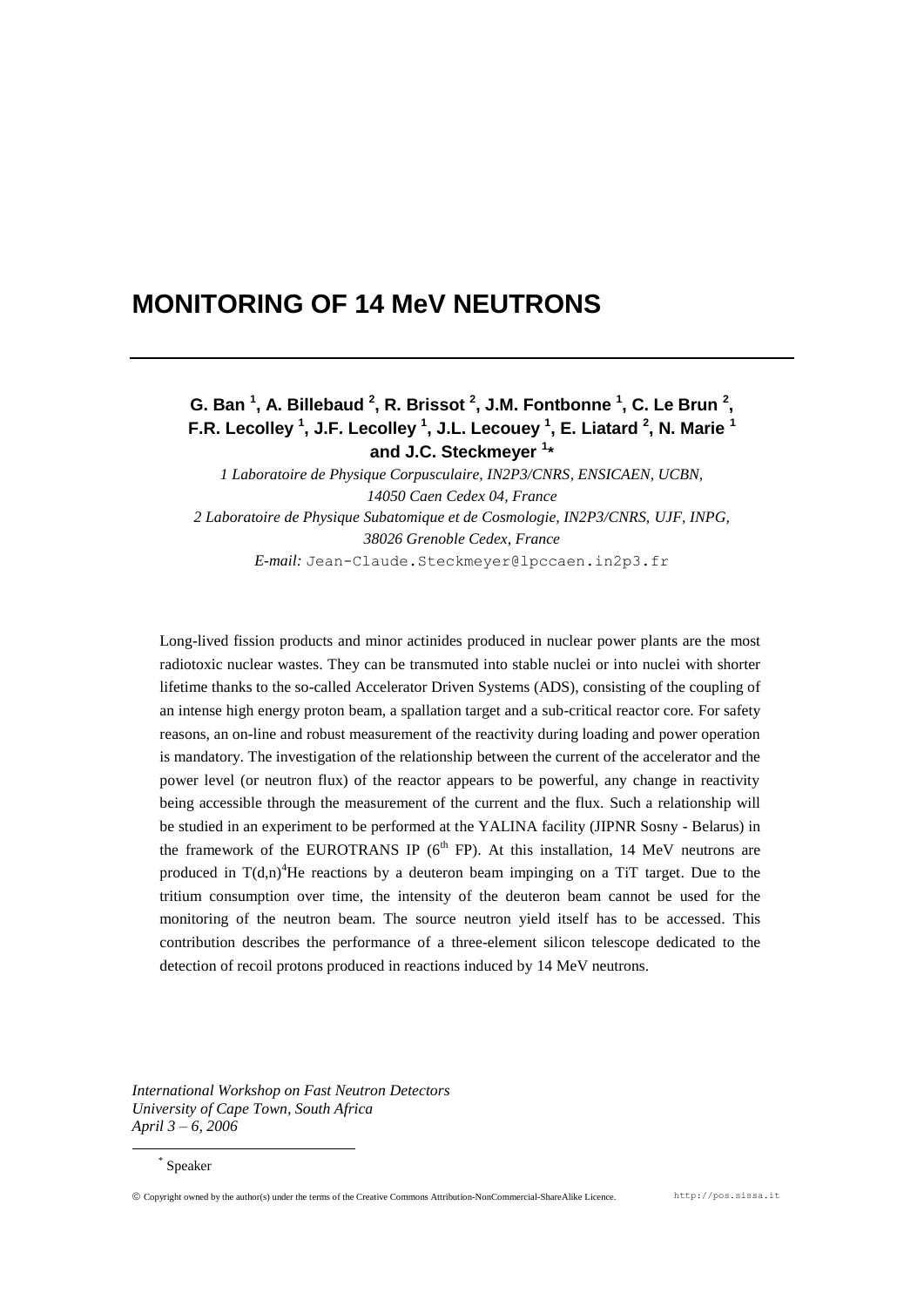# MONITORING OF 14 MeV NEUTRONS

**G. Ban [1], A. Billebaud [2], R. Brissot [2], J.M. Fontbonne [1], C. Le Brun [2], F.R. Lecolley [1], J.F. Lecolley [1], J.L. Lecouey [1], E. Liatard [2], N. Marie [1] and J.C. Steckmeyer [1]***

*1 Laboratoire de Physique Corpusculaire, IN2P3/CNRS, ENSICAEN, UCBN, 14050 Caen Cedex 04, France*
*2 Laboratoire de Physique Subatomique et de Cosmologie, IN2P3/CNRS, UJF, INPG, 38026 Grenoble Cedex, France*
*E-mail:* Jean-Claude.Steckmeyer@lpccaen.in2p3.fr

Long-lived fission products and minor actinides produced in nuclear power plants are the most radiotoxic nuclear wastes. They can be transmuted into stable nuclei or into nuclei with shorter lifetime thanks to the so-called Accelerator Driven Systems (ADS), consisting of the coupling of an intense high energy proton beam, a spallation target and a sub-critical reactor core. For safety reasons, an on-line and robust measurement of the reactivity during loading and power operation is mandatory. The investigation of the relationship between the current of the accelerator and the power level (or neutron flux) of the reactor appears to be powerful, any change in reactivity being accessible through the measurement of the current and the flux. Such a relationship will be studied in an experiment to be performed at the YALINA facility (JIPNR Sosny - Belarus) in the framework of the EUROTRANS IP ($6^{th}$ FP). At this installation, 14 MeV neutrons are produced in $T(d,n)^4He$ reactions by a deuteron beam impinging on a TiT target. Due to the tritium consumption over time, the intensity of the deuteron beam cannot be used for the monitoring of the neutron beam. The source neutron yield itself has to be accessed. This contribution describes the performance of a three-element silicon telescope dedicated to the detection of recoil protons produced in reactions induced by 14 MeV neutrons.

*International Workshop on Fast Neutron Detectors*
*University of Cape Town, South Africa*
*April 3 – 6, 2006*

* Speaker

© Copyright owned by the author(s) under the terms of the Creative Commons Attribution-NonCommercial-ShareAlike Licence.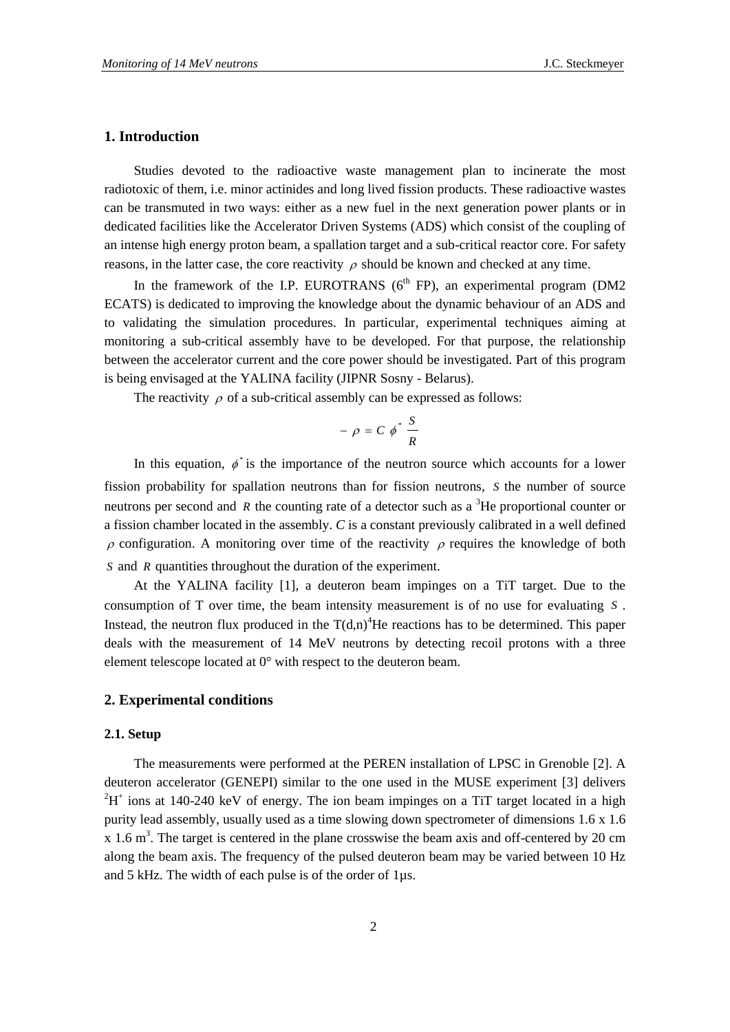## 1. Introduction

Studies devoted to the radioactive waste management plan to incinerate the most radiotoxic of them, i.e. minor actinides and long lived fission products. These radioactive wastes can be transmuted in two ways: either as a new fuel in the next generation power plants or in dedicated facilities like the Accelerator Driven Systems (ADS) which consist of the coupling of an intense high energy proton beam, a spallation target and a sub-critical reactor core. For safety reasons, in the latter case, the core reactivity $\rho$ should be known and checked at any time.

In the framework of the I.P. EUROTRANS ($6^{th}$ FP), an experimental program (DM2 ECATS) is dedicated to improving the knowledge about the dynamic behaviour of an ADS and to validating the simulation procedures. In particular, experimental techniques aiming at monitoring a sub-critical assembly have to be developed. For that purpose, the relationship between the accelerator current and the core power should be investigated. Part of this program is being envisaged at the YALINA facility (JIPNR Sosny - Belarus).

The reactivity $\rho$ of a sub-critical assembly can be expressed as follows:

$$-\rho = C\,\phi^{*}\,\frac{S}{R}$$

In this equation, $\phi^{*}$ is the importance of the neutron source which accounts for a lower fission probability for spallation neutrons than for fission neutrons, $S$ the number of source neutrons per second and $R$ the counting rate of a detector such as a $^{3}$He proportional counter or a fission chamber located in the assembly. $C$ is a constant previously calibrated in a well defined $\rho$ configuration. A monitoring over time of the reactivity $\rho$ requires the knowledge of both $S$ and $R$ quantities throughout the duration of the experiment.

At the YALINA facility [1], a deuteron beam impinges on a TiT target. Due to the consumption of T over time, the beam intensity measurement is of no use for evaluating $S$. Instead, the neutron flux produced in the $T(d,n)^{4}He$ reactions has to be determined. This paper deals with the measurement of 14 MeV neutrons by detecting recoil protons with a three element telescope located at 0° with respect to the deuteron beam.

## 2. Experimental conditions

### 2.1. Setup

The measurements were performed at the PEREN installation of LPSC in Grenoble [2]. A deuteron accelerator (GENEPI) similar to the one used in the MUSE experiment [3] delivers $^{2}H^{+}$ ions at 140-240 keV of energy. The ion beam impinges on a TiT target located in a high purity lead assembly, usually used as a time slowing down spectrometer of dimensions 1.6 x 1.6 x 1.6 m$^{3}$. The target is centered in the plane crosswise the beam axis and off-centered by 20 cm along the beam axis. The frequency of the pulsed deuteron beam may be varied between 10 Hz and 5 kHz. The width of each pulse is of the order of 1µs.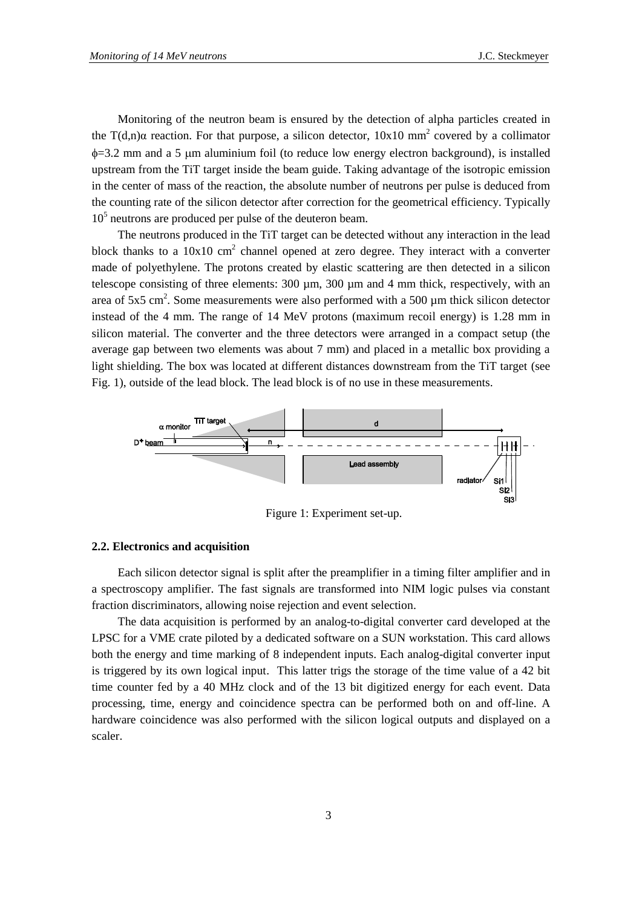Monitoring of the neutron beam is ensured by the detection of alpha particles created in the $T(d,n)\alpha$ reaction. For that purpose, a silicon detector, 10x10 $mm^2$ covered by a collimator $\phi$=3.2 mm and a 5 μm aluminium foil (to reduce low energy electron background), is installed upstream from the TiT target inside the beam guide. Taking advantage of the isotropic emission in the center of mass of the reaction, the absolute number of neutrons per pulse is deduced from the counting rate of the silicon detector after correction for the geometrical efficiency. Typically $10^5$ neutrons are produced per pulse of the deuteron beam.

The neutrons produced in the TiT target can be detected without any interaction in the lead block thanks to a 10x10 $cm^2$ channel opened at zero degree. They interact with a converter made of polyethylene. The protons created by elastic scattering are then detected in a silicon telescope consisting of three elements: 300 µm, 300 µm and 4 mm thick, respectively, with an area of 5x5 $cm^2$. Some measurements were also performed with a 500 µm thick silicon detector instead of the 4 mm. The range of 14 MeV protons (maximum recoil energy) is 1.28 mm in silicon material. The converter and the three detectors were arranged in a compact setup (the average gap between two elements was about 7 mm) and placed in a metallic box providing a light shielding. The box was located at different distances downstream from the TiT target (see Fig. 1), outside of the lead block. The lead block is of no use in these measurements.

Figure 1: Experiment set-up.

### 2.2. Electronics and acquisition

Each silicon detector signal is split after the preamplifier in a timing filter amplifier and in a spectroscopy amplifier. The fast signals are transformed into NIM logic pulses via constant fraction discriminators, allowing noise rejection and event selection.

The data acquisition is performed by an analog-to-digital converter card developed at the LPSC for a VME crate piloted by a dedicated software on a SUN workstation. This card allows both the energy and time marking of 8 independent inputs. Each analog-digital converter input is triggered by its own logical input. This latter trigs the storage of the time value of a 42 bit time counter fed by a 40 MHz clock and of the 13 bit digitized energy for each event. Data processing, time, energy and coincidence spectra can be performed both on and off-line. A hardware coincidence was also performed with the silicon logical outputs and displayed on a scaler.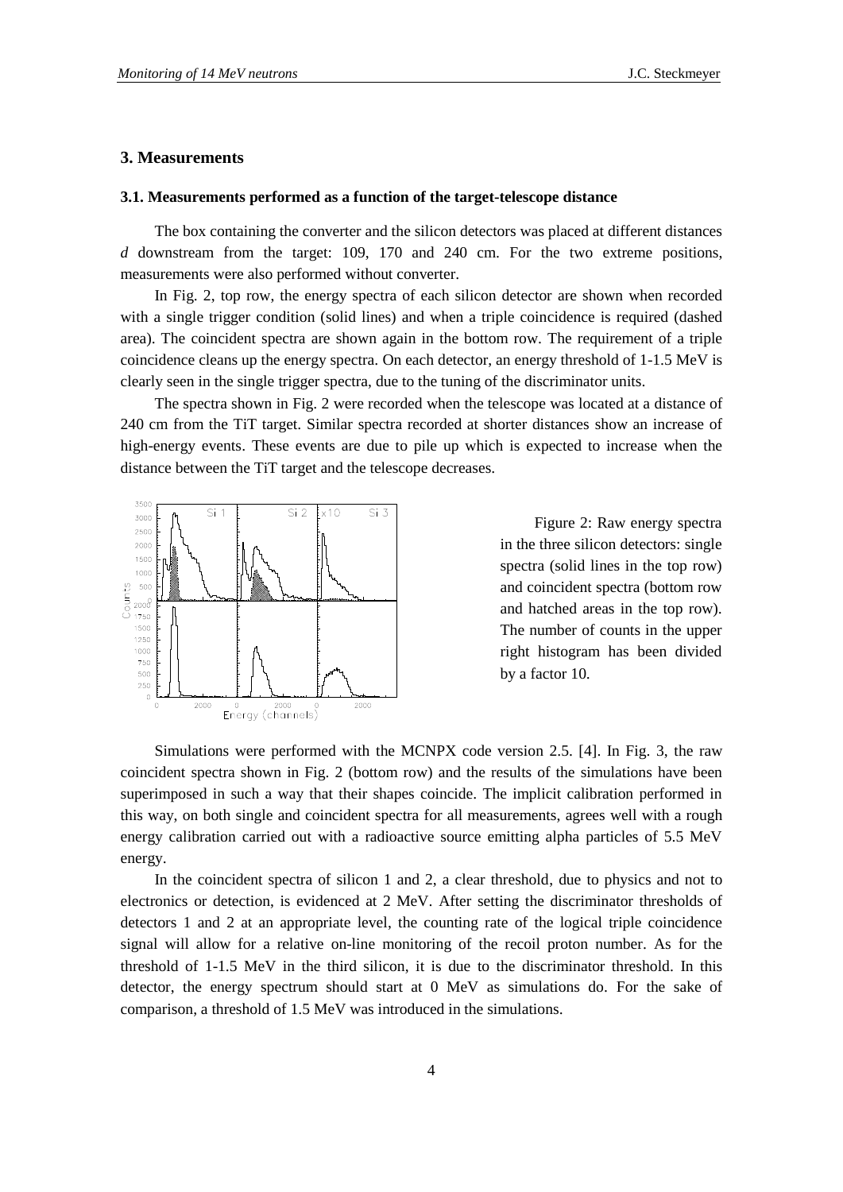## 3. Measurements

### 3.1. Measurements performed as a function of the target-telescope distance

The box containing the converter and the silicon detectors was placed at different distances *d* downstream from the target: 109, 170 and 240 cm. For the two extreme positions, measurements were also performed without converter.

In Fig. 2, top row, the energy spectra of each silicon detector are shown when recorded with a single trigger condition (solid lines) and when a triple coincidence is required (dashed area). The coincident spectra are shown again in the bottom row. The requirement of a triple coincidence cleans up the energy spectra. On each detector, an energy threshold of 1-1.5 MeV is clearly seen in the single trigger spectra, due to the tuning of the discriminator units.

The spectra shown in Fig. 2 were recorded when the telescope was located at a distance of 240 cm from the TiT target. Similar spectra recorded at shorter distances show an increase of high-energy events. These events are due to pile up which is expected to increase when the distance between the TiT target and the telescope decreases.

Figure 2: Raw energy spectra in the three silicon detectors: single spectra (solid lines in the top row) and coincident spectra (bottom row and hatched areas in the top row). The number of counts in the upper right histogram has been divided by a factor 10.

Simulations were performed with the MCNPX code version 2.5. [4]. In Fig. 3, the raw coincident spectra shown in Fig. 2 (bottom row) and the results of the simulations have been superimposed in such a way that their shapes coincide. The implicit calibration performed in this way, on both single and coincident spectra for all measurements, agrees well with a rough energy calibration carried out with a radioactive source emitting alpha particles of 5.5 MeV energy.

In the coincident spectra of silicon 1 and 2, a clear threshold, due to physics and not to electronics or detection, is evidenced at 2 MeV. After setting the discriminator thresholds of detectors 1 and 2 at an appropriate level, the counting rate of the logical triple coincidence signal will allow for a relative on-line monitoring of the recoil proton number. As for the threshold of 1-1.5 MeV in the third silicon, it is due to the discriminator threshold. In this detector, the energy spectrum should start at 0 MeV as simulations do. For the sake of comparison, a threshold of 1.5 MeV was introduced in the simulations.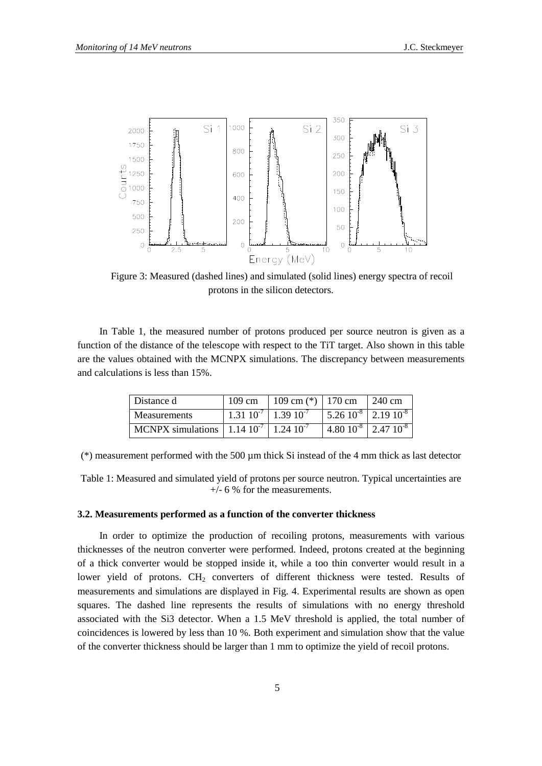Figure 3: Measured (dashed lines) and simulated (solid lines) energy spectra of recoil protons in the silicon detectors.

In Table 1, the measured number of protons produced per source neutron is given as a function of the distance of the telescope with respect to the TiT target. Also shown in this table are the values obtained with the MCNPX simulations. The discrepancy between measurements and calculations is less than 15%.

| Distance d | 109 cm | 109 cm (*) | 170 cm | 240 cm |
|---|---|---|---|---|
| Measurements | $1.31\ 10^{-7}$ | $1.39\ 10^{-7}$ | $5.26\ 10^{-8}$ | $2.19\ 10^{-8}$ |
| MCNPX simulations | $1.14\ 10^{-7}$ | $1.24\ 10^{-7}$ | $4.80\ 10^{-8}$ | $2.47\ 10^{-8}$ |

(*) measurement performed with the 500 µm thick Si instead of the 4 mm thick as last detector

Table 1: Measured and simulated yield of protons per source neutron. Typical uncertainties are +/- 6 % for the measurements.

### 3.2. Measurements performed as a function of the converter thickness

In order to optimize the production of recoiling protons, measurements with various thicknesses of the neutron converter were performed. Indeed, protons created at the beginning of a thick converter would be stopped inside it, while a too thin converter would result in a lower yield of protons. $CH_2$ converters of different thickness were tested. Results of measurements and simulations are displayed in Fig. 4. Experimental results are shown as open squares. The dashed line represents the results of simulations with no energy threshold associated with the Si3 detector. When a 1.5 MeV threshold is applied, the total number of coincidences is lowered by less than 10 %. Both experiment and simulation show that the value of the converter thickness should be larger than 1 mm to optimize the yield of recoil protons.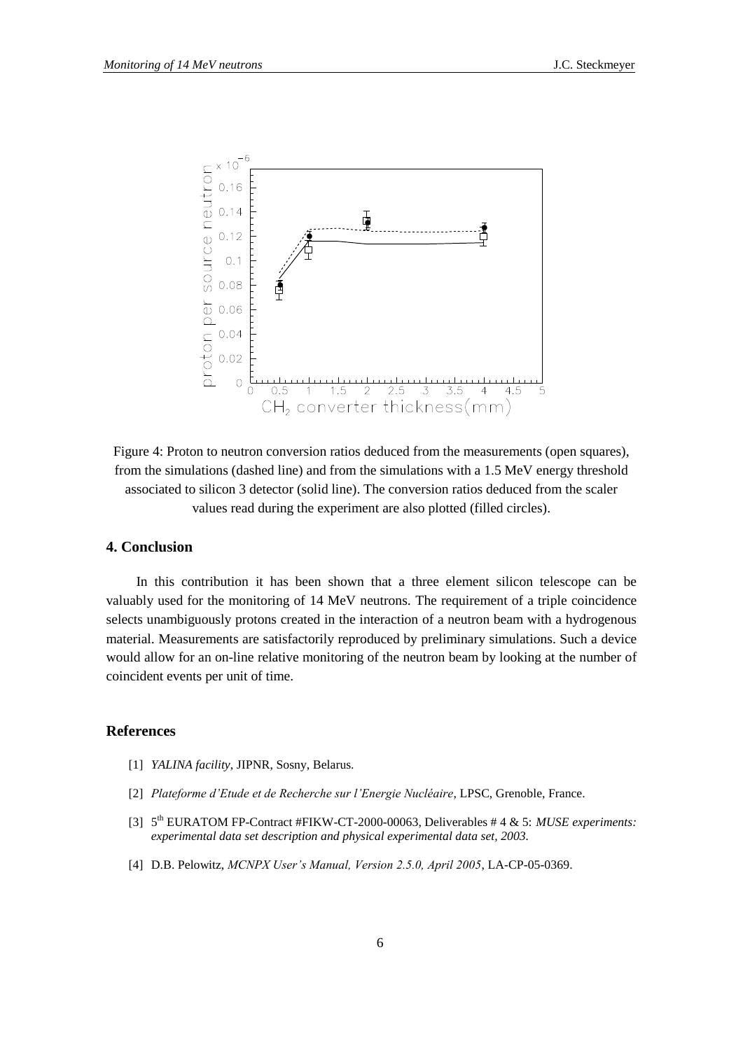$\times 10^{-6}$

proton per source neutron

0.16

0.14

0.12

0.1

0.08

0.06

0.04

0.02

0

0 0.5 1 1.5 2 2.5 3 3.5 4 4.5 5

$CH_2$ converter thickness(mm)

Figure 4: Proton to neutron conversion ratios deduced from the measurements (open squares), from the simulations (dashed line) and from the simulations with a 1.5 MeV energy threshold associated to silicon 3 detector (solid line). The conversion ratios deduced from the scaler values read during the experiment are also plotted (filled circles).

## 4. Conclusion

In this contribution it has been shown that a three element silicon telescope can be valuably used for the monitoring of 14 MeV neutrons. The requirement of a triple coincidence selects unambiguously protons created in the interaction of a neutron beam with a hydrogenous material. Measurements are satisfactorily reproduced by preliminary simulations. Such a device would allow for an on-line relative monitoring of the neutron beam by looking at the number of coincident events per unit of time.

## References

[1] *YALINA facility*, JIPNR, Sosny, Belarus.

[2] *Plateforme d'Etude et de Recherche sur l'Energie Nucléaire*, LPSC, Grenoble, France.

[3] 5th EURATOM FP-Contract #FIKW-CT-2000-00063, Deliverables # 4 & 5: *MUSE experiments: experimental data set description and physical experimental data set, 2003.*

[4] D.B. Pelowitz, *MCNPX User's Manual, Version 2.5.0, April 2005*, LA-CP-05-0369.